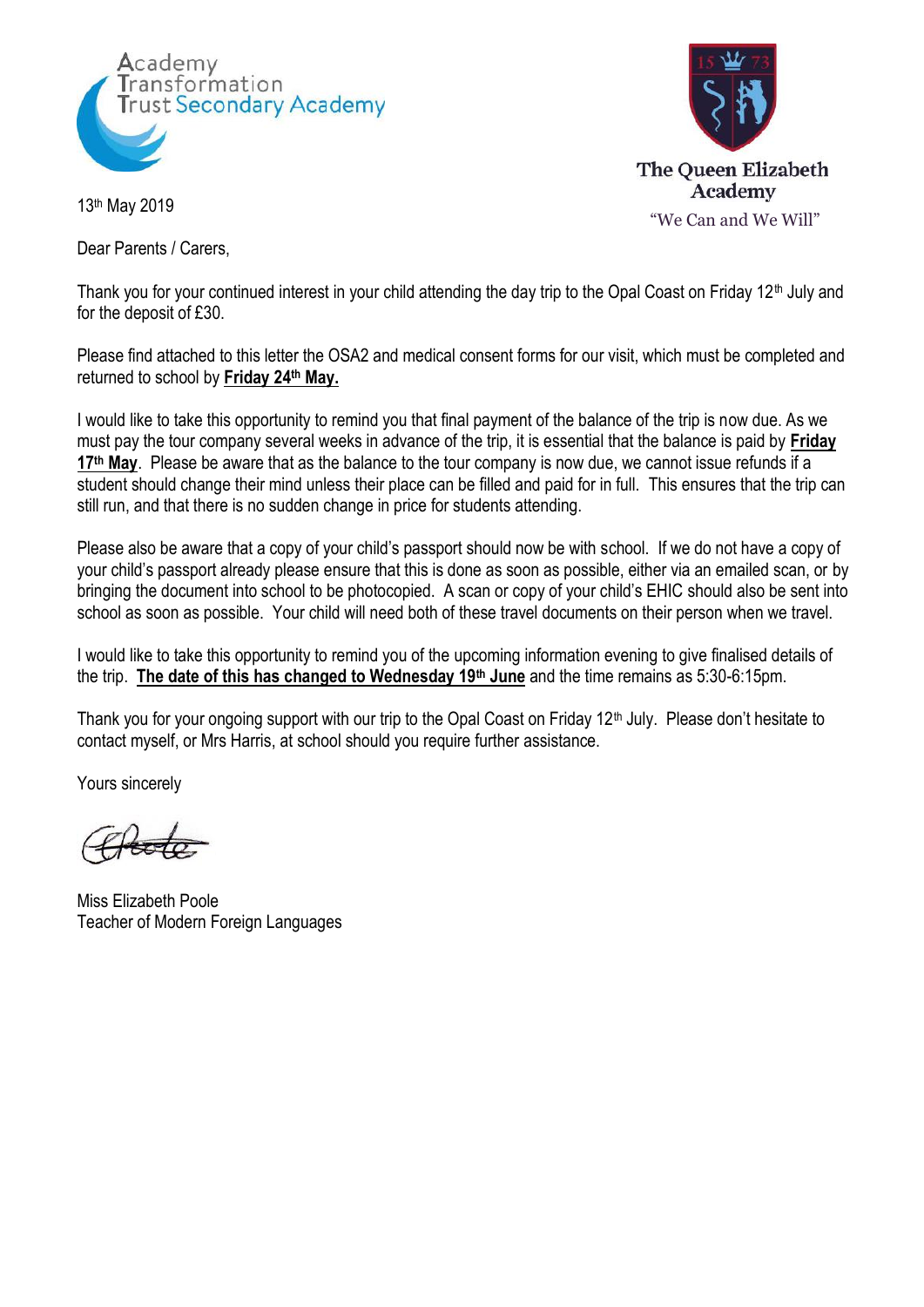Academy Transformation Trust Secondary Academy

The Queen Elizabeth Academy

"We Can and We Will"

13th May 2019

Dear Parents / Carers,

Thank you for your continued interest in your child attending the day trip to the Opal Coast on Friday 12th July and for the deposit of £30.

Please find attached to this letter the OSA2 and medical consent forms for our visit, which must be completed and returned to school by **Friday 24th May.**

I would like to take this opportunity to remind you that final payment of the balance of the trip is now due. As we must pay the tour company several weeks in advance of the trip, it is essential that the balance is paid by **Friday 17th May**. Please be aware that as the balance to the tour company is now due, we cannot issue refunds if a student should change their mind unless their place can be filled and paid for in full. This ensures that the trip can still run, and that there is no sudden change in price for students attending.

Please also be aware that a copy of your child's passport should now be with school. If we do not have a copy of your child's passport already please ensure that this is done as soon as possible, either via an emailed scan, or by bringing the document into school to be photocopied. A scan or copy of your child's EHIC should also be sent into school as soon as possible. Your child will need both of these travel documents on their person when we travel.

I would like to take this opportunity to remind you of the upcoming information evening to give finalised details of the trip. **The date of this has changed to Wednesday 19th June** and the time remains as 5:30-6:15pm.

Thank you for your ongoing support with our trip to the Opal Coast on Friday 12th July. Please don't hesitate to contact myself, or Mrs Harris, at school should you require further assistance.

Yours sincerely

Miss Elizabeth Poole
Teacher of Modern Foreign Languages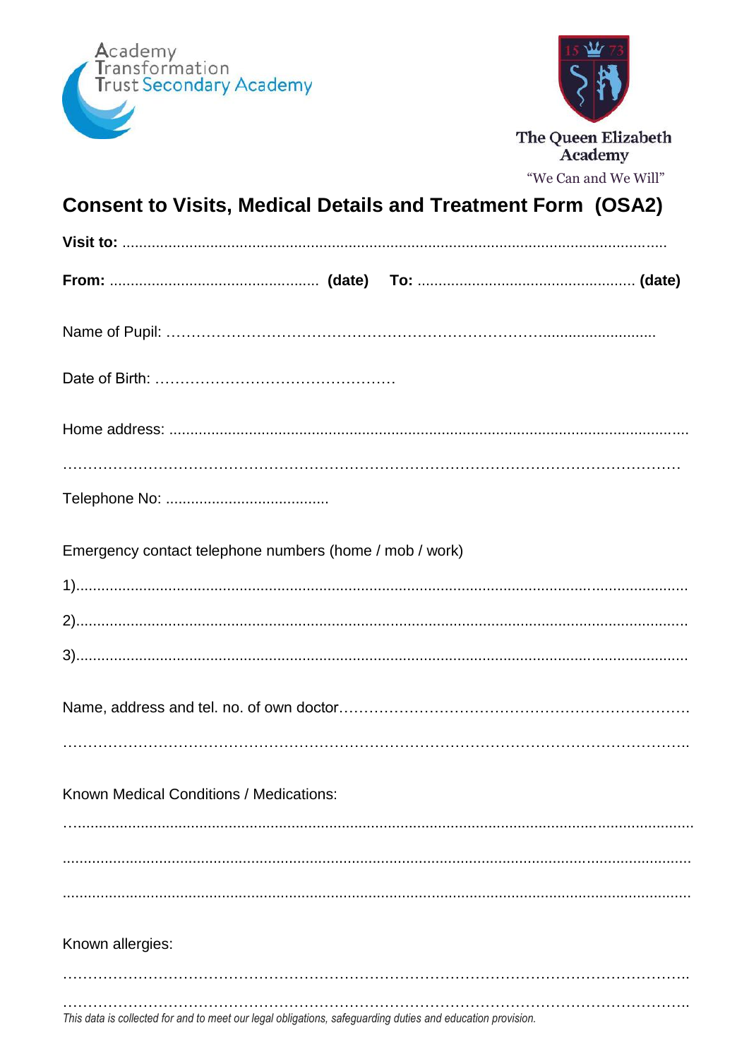Academy Transformation Trust Secondary Academy

The Queen Elizabeth Academy

"We Can and We Will"

# Consent to Visits, Medical Details and Treatment Form (OSA2)

**Visit to:** ..................................................................................................................................

**From:** ................................................. **(date)** **To:** ................................................... **(date)**

Name of Pupil: ……………………………………………………………………...........................

Date of Birth: …………………………………………

Home address: ..........................................................................................................................

……………………………………………………………………………………………………

Telephone No: .......................................

Emergency contact telephone numbers (home / mob / work)

1)....................................................................................................................................

2)....................................................................................................................................

3)....................................................................................................................................

Name, address and tel. no. of own doctor………………………………………………………

……………………………………………………………………………………………………..

Known Medical Conditions / Medications:

…..............................................................................................................................................

...................................................................................................................................................

...................................................................................................................................................

Known allergies:

……………………………………………………………………………………………………..

……………………………………………………………………………………………………..

*This data is collected for and to meet our legal obligations, safeguarding duties and education provision.*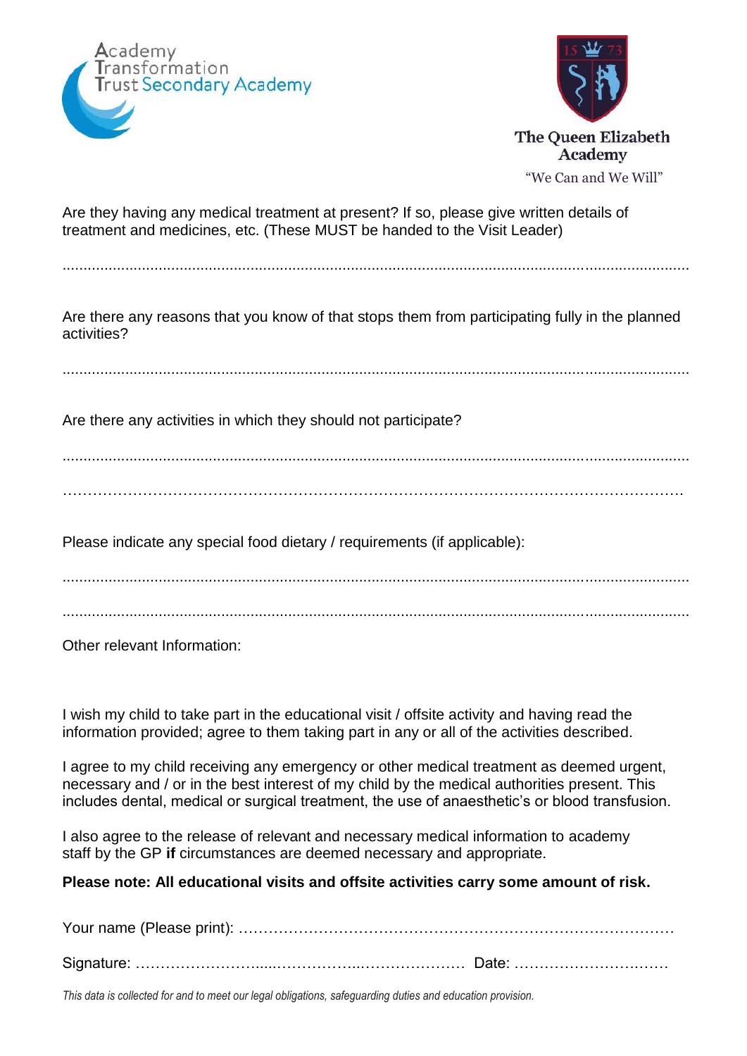Academy Transformation Trust Secondary Academy

The Queen Elizabeth Academy

"We Can and We Will"

Are they having any medical treatment at present? If so, please give written details of treatment and medicines, etc. (These MUST be handed to the Visit Leader)

.......................................................................................................................................

Are there any reasons that you know of that stops them from participating fully in the planned activities?

.......................................................................................................................................

Are there any activities in which they should not participate?

.......................................................................................................................................

…………………………………………………………………………………………………………

Please indicate any special food dietary / requirements (if applicable):

.......................................................................................................................................

.......................................................................................................................................

Other relevant Information:

I wish my child to take part in the educational visit / offsite activity and having read the information provided; agree to them taking part in any or all of the activities described.

I agree to my child receiving any emergency or other medical treatment as deemed urgent, necessary and / or in the best interest of my child by the medical authorities present. This includes dental, medical or surgical treatment, the use of anaesthetic's or blood transfusion.

I also agree to the release of relevant and necessary medical information to academy staff by the GP **if** circumstances are deemed necessary and appropriate.

**Please note: All educational visits and offsite activities carry some amount of risk.**

Your name (Please print): ……………………………………………………………………………

Signature: ……………………......………………..………………… Date: ……………………..……

*This data is collected for and to meet our legal obligations, safeguarding duties and education provision.*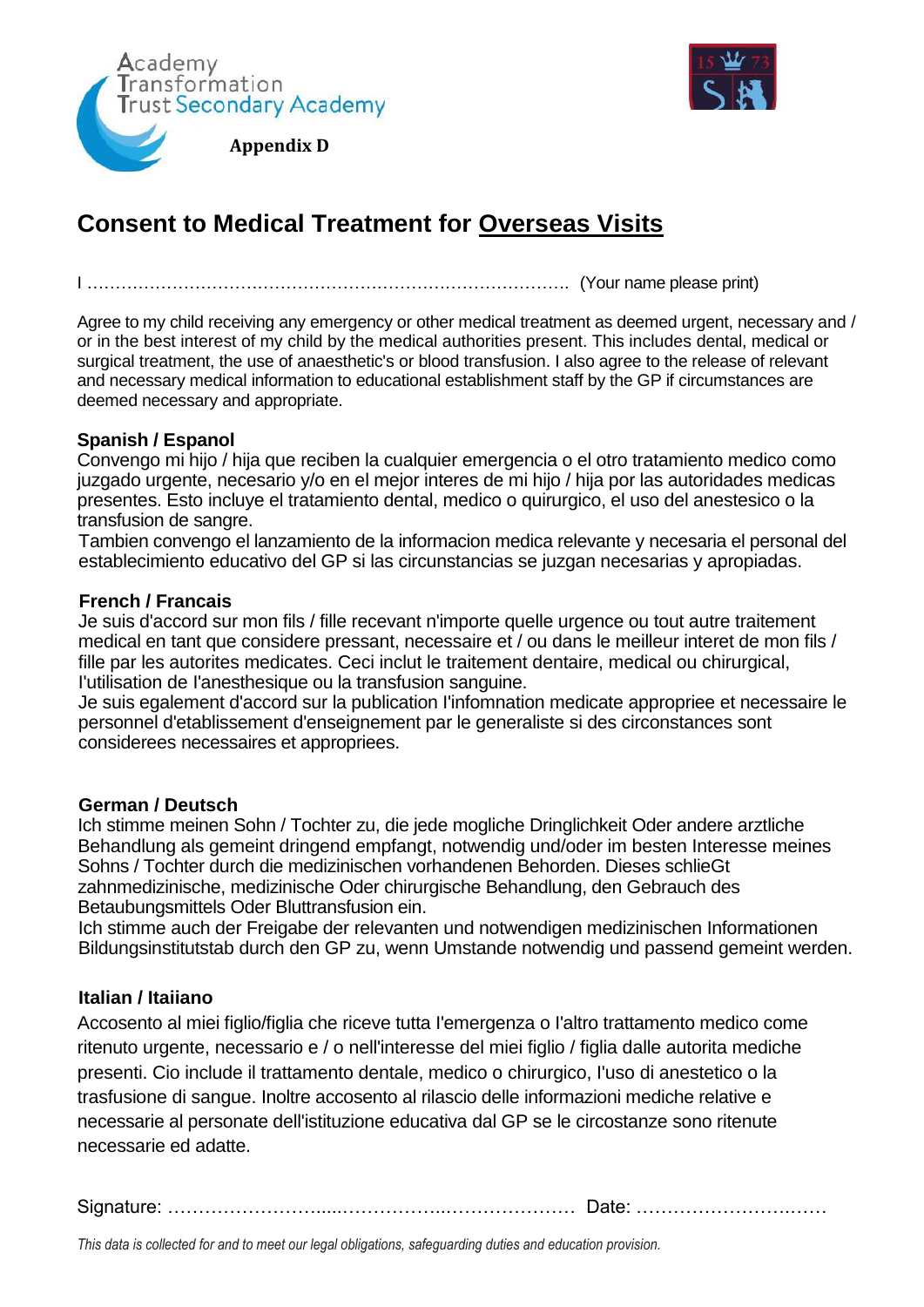Academy Transformation Trust Secondary Academy

**Appendix D**

# Consent to Medical Treatment for Overseas Visits

I …………………………………………………………………………. (Your name please print)

Agree to my child receiving any emergency or other medical treatment as deemed urgent, necessary and / or in the best interest of my child by the medical authorities present. This includes dental, medical or surgical treatment, the use of anaesthetic's or blood transfusion. I also agree to the release of relevant and necessary medical information to educational establishment staff by the GP if circumstances are deemed necessary and appropriate.

**Spanish / Espanol**

Convengo mi hijo / hija que reciben la cualquier emergencia o el otro tratamiento medico como juzgado urgente, necesario y/o en el mejor interes de mi hijo / hija por las autoridades medicas presentes. Esto incluye el tratamiento dental, medico o quirurgico, el uso del anestesico o la transfusion de sangre.

Tambien convengo el lanzamiento de la informacion medica relevante y necesaria el personal del establecimiento educativo del GP si las circunstancias se juzgan necesarias y apropiadas.

**French / Francais**

Je suis d'accord sur mon fils / fille recevant n'importe quelle urgence ou tout autre traitement medical en tant que considere pressant, necessaire et / ou dans le meilleur interet de mon fils / fille par les autorites medicates. Ceci inclut le traitement dentaire, medical ou chirurgical, I'utilisation de I'anesthesique ou la transfusion sanguine.

Je suis egalement d'accord sur la publication I'infomnation medicate appropriee et necessaire le personnel d'etablissement d'enseignement par le generaliste si des circonstances sont considerees necessaires et appropriees.

**German / Deutsch**

Ich stimme meinen Sohn / Tochter zu, die jede mogliche Dringlichkeit Oder andere arztliche Behandlung als gemeint dringend empfangt, notwendig und/oder im besten Interesse meines Sohns / Tochter durch die medizinischen vorhandenen Behorden. Dieses schlieGt zahnmedizinische, medizinische Oder chirurgische Behandlung, den Gebrauch des Betaubungsmittels Oder Bluttransfusion ein.

Ich stimme auch der Freigabe der relevanten und notwendigen medizinischen Informationen Bildungsinstitutstab durch den GP zu, wenn Umstande notwendig und passend gemeint werden.

**Italian / Itaiiano**

Accosento al miei figlio/figlia che riceve tutta I'emergenza o I'altro trattamento medico come ritenuto urgente, necessario e / o nell'interesse del miei figlio / figlia dalle autorita mediche presenti. Cio include il trattamento dentale, medico o chirurgico, I'uso di anestetico o la trasfusione di sangue. Inoltre accosento al rilascio delle informazioni mediche relative e necessarie al personate dell'istituzione educativa dal GP se le circostanze sono ritenute necessarie ed adatte.

Signature: ………………………....……………...………………… Date: ………………………..……

*This data is collected for and to meet our legal obligations, safeguarding duties and education provision.*